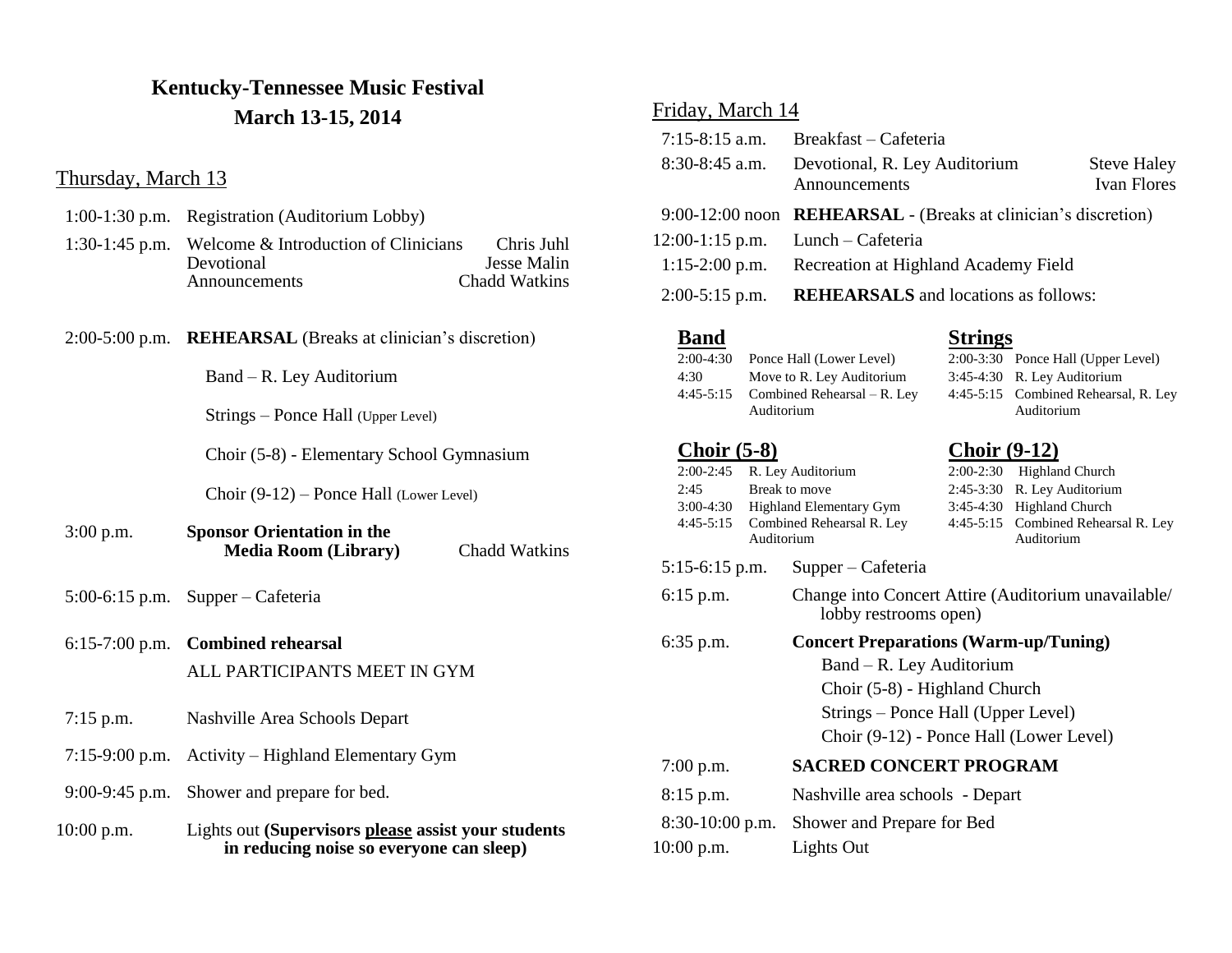# Kentucky-Tennessee Music Festival

## March 13-15, 2014

### Thursday, March 13

| | | |
|---|---|---|
| 1:00-1:30 p.m. | Registration (Auditorium Lobby) | |
| 1:30-1:45 p.m. | Welcome & Introduction of Clinicians | Chris Juhl |
| | Devotional | Jesse Malin |
| | Announcements | Chadd Watkins |
| 2:00-5:00 p.m. | **REHEARSAL** (Breaks at clinician's discretion) | |
| | Band – R. Ley Auditorium | |
| | Strings – Ponce Hall (Upper Level) | |
| | Choir (5-8) - Elementary School Gymnasium | |
| | Choir (9-12) – Ponce Hall (Lower Level) | |
| 3:00 p.m. | **Sponsor Orientation in the Media Room (Library)** | Chadd Watkins |
| 5:00-6:15 p.m. | Supper – Cafeteria | |
| 6:15-7:00 p.m. | **Combined rehearsal** ALL PARTICIPANTS MEET IN GYM | |
| 7:15 p.m. | Nashville Area Schools Depart | |
| 7:15-9:00 p.m. | Activity – Highland Elementary Gym | |
| 9:00-9:45 p.m. | Shower and prepare for bed. | |
| 10:00 p.m. | Lights out **(Supervisors please assist your students in reducing noise so everyone can sleep)** | |

### Friday, March 14

| | | |
|---|---|---|
| 7:15-8:15 a.m. | Breakfast – Cafeteria | |
| 8:30-8:45 a.m. | Devotional, R. Ley Auditorium | Steve Haley |
| | Announcements | Ivan Flores |
| 9:00-12:00 noon | **REHEARSAL** - (Breaks at clinician's discretion) | |
| 12:00-1:15 p.m. | Lunch – Cafeteria | |
| 1:15-2:00 p.m. | Recreation at Highland Academy Field | |
| 2:00-5:15 p.m. | **REHEARSALS** and locations as follows: | |

**Band**

| | |
|---|---|
| 2:00-4:30 | Ponce Hall (Lower Level) |
| 4:30 | Move to R. Ley Auditorium |
| 4:45-5:15 | Combined Rehearsal – R. Ley Auditorium |

**Strings**

| | |
|---|---|
| 2:00-3:30 | Ponce Hall (Upper Level) |
| 3:45-4:30 | R. Ley Auditorium |
| 4:45-5:15 | Combined Rehearsal, R. Ley Auditorium |

**Choir (5-8)**

| | |
|---|---|
| 2:00-2:45 | R. Ley Auditorium |
| 2:45 | Break to move |
| 3:00-4:30 | Highland Elementary Gym |
| 4:45-5:15 | Combined Rehearsal R. Ley Auditorium |

**Choir (9-12)**

| | |
|---|---|
| 2:00-2:30 | Highland Church |
| 2:45-3:30 | R. Ley Auditorium |
| 3:45-4:30 | Highland Church |
| 4:45-5:15 | Combined Rehearsal R. Ley Auditorium |

| | |
|---|---|
| 5:15-6:15 p.m. | Supper – Cafeteria |
| 6:15 p.m. | Change into Concert Attire (Auditorium unavailable/ lobby restrooms open) |
| 6:35 p.m. | **Concert Preparations (Warm-up/Tuning)** |
| | Band – R. Ley Auditorium |
| | Choir (5-8) - Highland Church |
| | Strings – Ponce Hall (Upper Level) |
| | Choir (9-12) - Ponce Hall (Lower Level) |
| 7:00 p.m. | **SACRED CONCERT PROGRAM** |
| 8:15 p.m. | Nashville area schools - Depart |
| 8:30-10:00 p.m. | Shower and Prepare for Bed |
| 10:00 p.m. | Lights Out |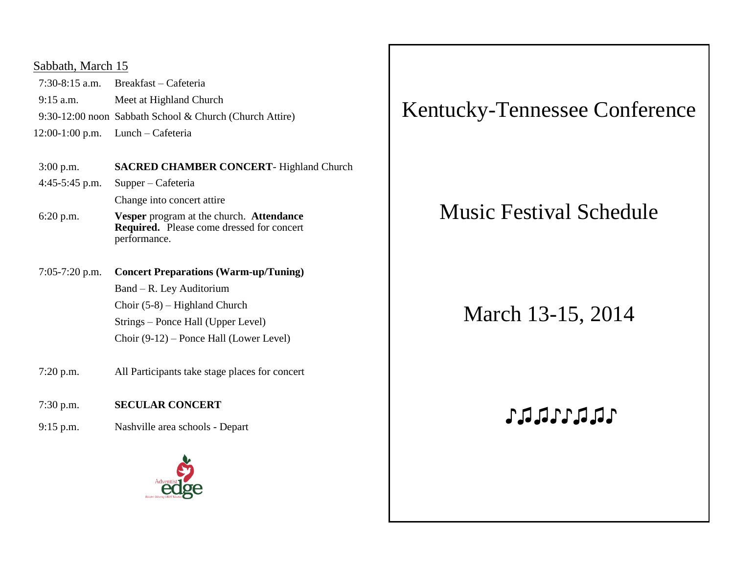Sabbath, March 15

| | |
|---|---|
| 7:30-8:15 a.m. | Breakfast – Cafeteria |
| 9:15 a.m. | Meet at Highland Church |
| 9:30-12:00 noon | Sabbath School & Church (Church Attire) |
| 12:00-1:00 p.m. | Lunch – Cafeteria |
| 3:00 p.m. | **SACRED CHAMBER CONCERT**- Highland Church |
| 4:45-5:45 p.m. | Supper – Cafeteria |
| | Change into concert attire |
| 6:20 p.m. | **Vesper** program at the church. **Attendance Required.** Please come dressed for concert performance. |
| 7:05-7:20 p.m. | **Concert Preparations (Warm-up/Tuning)** |
| | Band – R. Ley Auditorium |
| | Choir (5-8) – Highland Church |
| | Strings – Ponce Hall (Upper Level) |
| | Choir (9-12) – Ponce Hall (Lower Level) |
| 7:20 p.m. | All Participants take stage places for concert |
| 7:30 p.m. | **SECULAR CONCERT** |
| 9:15 p.m. | Nashville area schools - Depart |

Adventist edge

# Kentucky-Tennessee Conference

# Music Festival Schedule

# March 13-15, 2014

♪♫♫♪♪♫♫♪